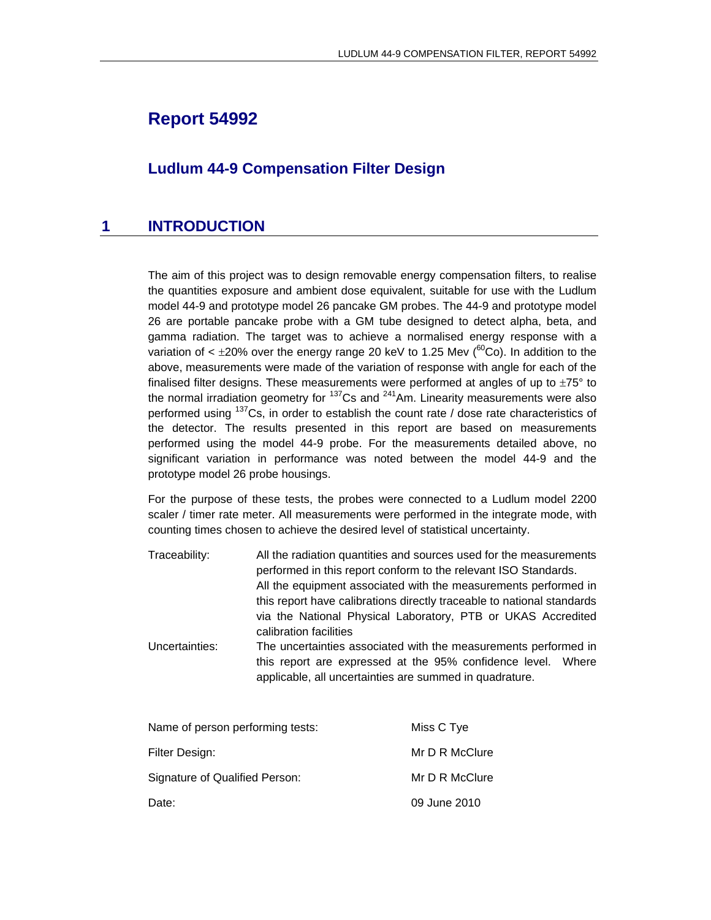# Report 54992

## Ludlum 44-9 Compensation Filter Design

## 1 INTRODUCTION

The aim of this project was to design removable energy compensation filters, to realise the quantities exposure and ambient dose equivalent, suitable for use with the Ludlum model 44-9 and prototype model 26 pancake GM probes. The 44-9 and prototype model 26 are portable pancake probe with a GM tube designed to detect alpha, beta, and gamma radiation. The target was to achieve a normalised energy response with a variation of < ±20% over the energy range 20 keV to 1.25 Mev ($^{60}$Co). In addition to the above, measurements were made of the variation of response with angle for each of the finalised filter designs. These measurements were performed at angles of up to ±75° to the normal irradiation geometry for $^{137}$Cs and $^{241}$Am. Linearity measurements were also performed using $^{137}$Cs, in order to establish the count rate / dose rate characteristics of the detector. The results presented in this report are based on measurements performed using the model 44-9 probe. For the measurements detailed above, no significant variation in performance was noted between the model 44-9 and the prototype model 26 probe housings.

For the purpose of these tests, the probes were connected to a Ludlum model 2200 scaler / timer rate meter. All measurements were performed in the integrate mode, with counting times chosen to achieve the desired level of statistical uncertainty.

Traceability: All the radiation quantities and sources used for the measurements performed in this report conform to the relevant ISO Standards. All the equipment associated with the measurements performed in this report have calibrations directly traceable to national standards via the National Physical Laboratory, PTB or UKAS Accredited calibration facilities

Uncertainties: The uncertainties associated with the measurements performed in this report are expressed at the 95% confidence level. Where applicable, all uncertainties are summed in quadrature.

| | |
|---|---|
| Name of person performing tests: | Miss C Tye |
| Filter Design: | Mr D R McClure |
| Signature of Qualified Person: | Mr D R McClure |
| Date: | 09 June 2010 |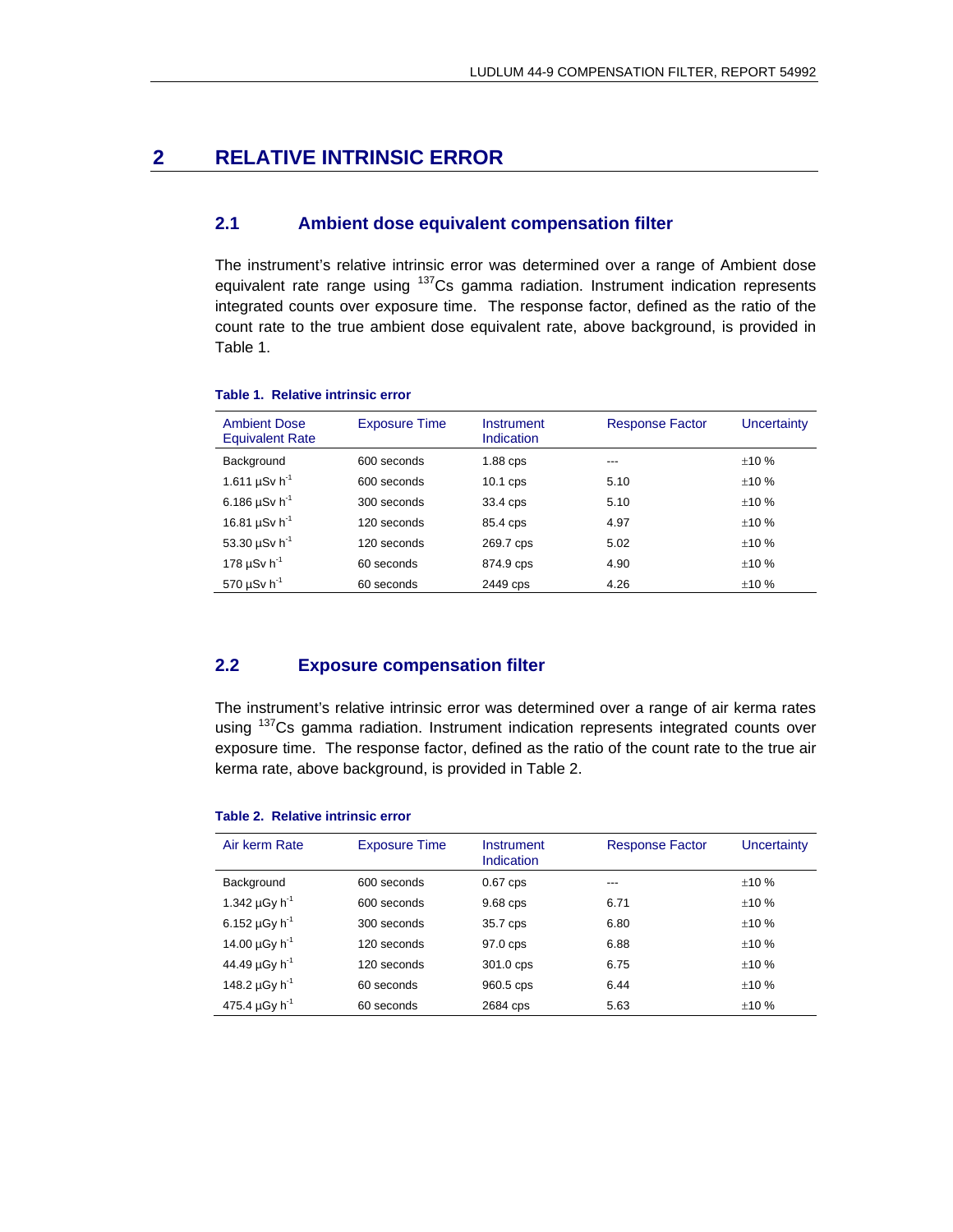# 2 RELATIVE INTRINSIC ERROR

## 2.1 Ambient dose equivalent compensation filter

The instrument's relative intrinsic error was determined over a range of Ambient dose equivalent rate range using $^{137}$Cs gamma radiation. Instrument indication represents integrated counts over exposure time. The response factor, defined as the ratio of the count rate to the true ambient dose equivalent rate, above background, is provided in Table 1.

**Table 1. Relative intrinsic error**

| Ambient Dose Equivalent Rate | Exposure Time | Instrument Indication | Response Factor | Uncertainty |
|---|---|---|---|---|
| Background | 600 seconds | 1.88 cps | --- | ±10 % |
| 1.611 µSv h$^{-1}$ | 600 seconds | 10.1 cps | 5.10 | ±10 % |
| 6.186 µSv h$^{-1}$ | 300 seconds | 33.4 cps | 5.10 | ±10 % |
| 16.81 µSv h$^{-1}$ | 120 seconds | 85.4 cps | 4.97 | ±10 % |
| 53.30 µSv h$^{-1}$ | 120 seconds | 269.7 cps | 5.02 | ±10 % |
| 178 µSv h$^{-1}$ | 60 seconds | 874.9 cps | 4.90 | ±10 % |
| 570 µSv h$^{-1}$ | 60 seconds | 2449 cps | 4.26 | ±10 % |

## 2.2 Exposure compensation filter

The instrument's relative intrinsic error was determined over a range of air kerma rates using $^{137}$Cs gamma radiation. Instrument indication represents integrated counts over exposure time. The response factor, defined as the ratio of the count rate to the true air kerma rate, above background, is provided in Table 2.

**Table 2. Relative intrinsic error**

| Air kerm Rate | Exposure Time | Instrument Indication | Response Factor | Uncertainty |
|---|---|---|---|---|
| Background | 600 seconds | 0.67 cps | --- | ±10 % |
| 1.342 µGy h$^{-1}$ | 600 seconds | 9.68 cps | 6.71 | ±10 % |
| 6.152 µGy h$^{-1}$ | 300 seconds | 35.7 cps | 6.80 | ±10 % |
| 14.00 µGy h$^{-1}$ | 120 seconds | 97.0 cps | 6.88 | ±10 % |
| 44.49 µGy h$^{-1}$ | 120 seconds | 301.0 cps | 6.75 | ±10 % |
| 148.2 µGy h$^{-1}$ | 60 seconds | 960.5 cps | 6.44 | ±10 % |
| 475.4 µGy h$^{-1}$ | 60 seconds | 2684 cps | 5.63 | ±10 % |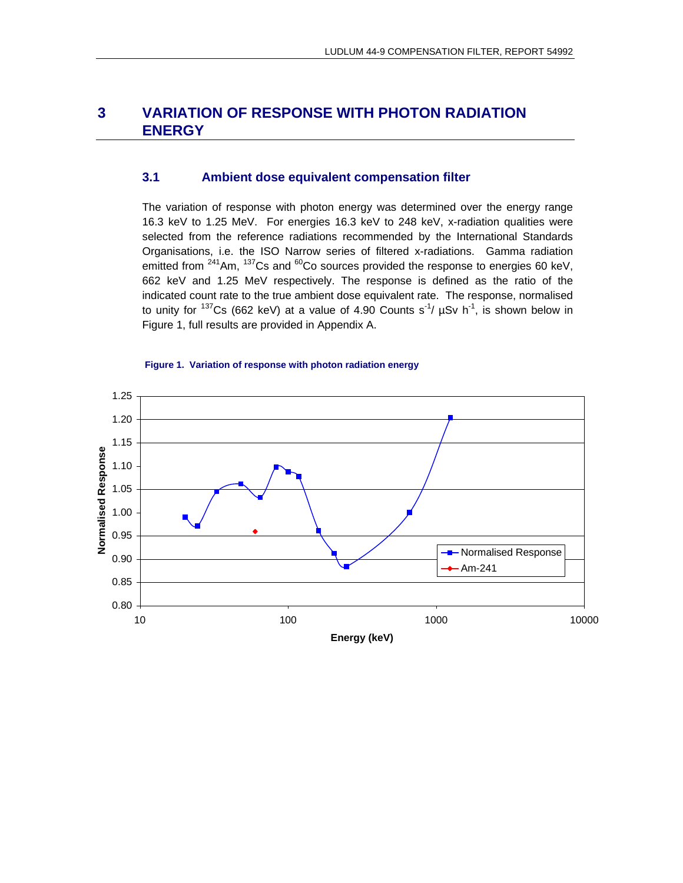# 3 VARIATION OF RESPONSE WITH PHOTON RADIATION ENERGY

## 3.1 Ambient dose equivalent compensation filter

The variation of response with photon energy was determined over the energy range 16.3 keV to 1.25 MeV. For energies 16.3 keV to 248 keV, x-radiation qualities were selected from the reference radiations recommended by the International Standards Organisations, i.e. the ISO Narrow series of filtered x-radiations. Gamma radiation emitted from $^{241}$Am, $^{137}$Cs and $^{60}$Co sources provided the response to energies 60 keV, 662 keV and 1.25 MeV respectively. The response is defined as the ratio of the indicated count rate to the true ambient dose equivalent rate. The response, normalised to unity for $^{137}$Cs (662 keV) at a value of 4.90 Counts $s^{-1}$/ µSv $h^{-1}$, is shown below in Figure 1, full results are provided in Appendix A.

**Figure 1. Variation of response with photon radiation energy**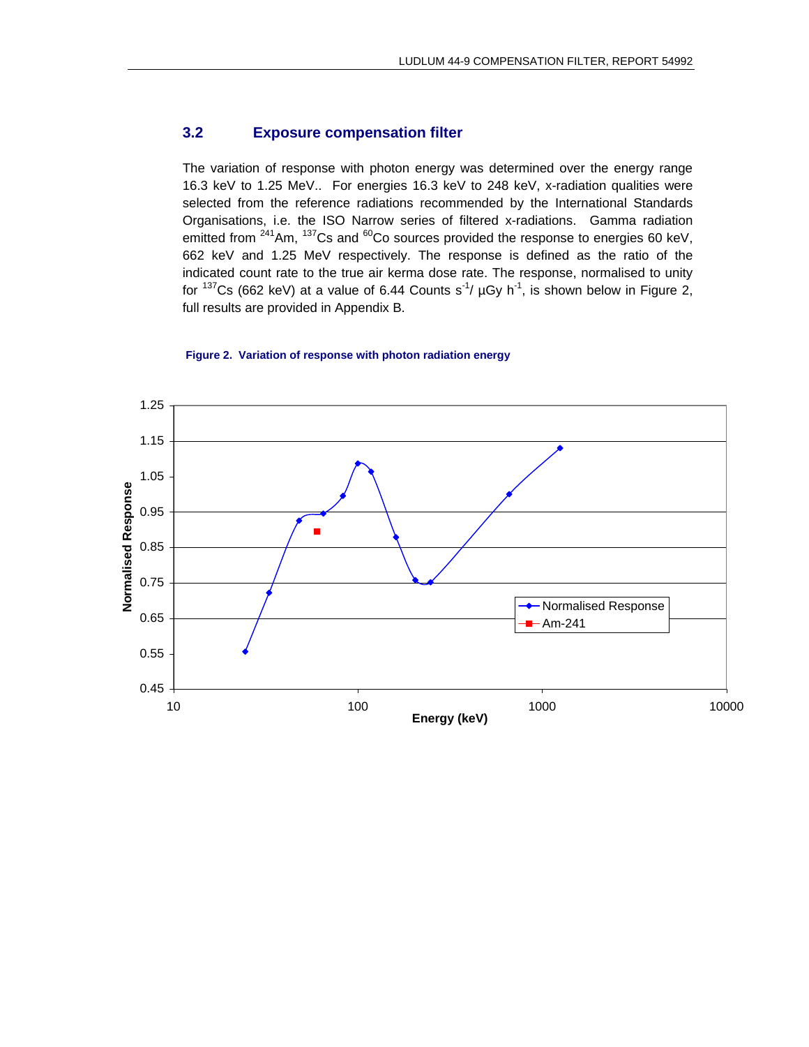## 3.2 Exposure compensation filter

The variation of response with photon energy was determined over the energy range 16.3 keV to 1.25 MeV.. For energies 16.3 keV to 248 keV, x-radiation qualities were selected from the reference radiations recommended by the International Standards Organisations, i.e. the ISO Narrow series of filtered x-radiations. Gamma radiation emitted from $^{241}$Am, $^{137}$Cs and $^{60}$Co sources provided the response to energies 60 keV, 662 keV and 1.25 MeV respectively. The response is defined as the ratio of the indicated count rate to the true air kerma dose rate. The response, normalised to unity for $^{137}$Cs (662 keV) at a value of 6.44 Counts $s^{-1}$/ µGy $h^{-1}$, is shown below in Figure 2, full results are provided in Appendix B.

**Figure 2. Variation of response with photon radiation energy**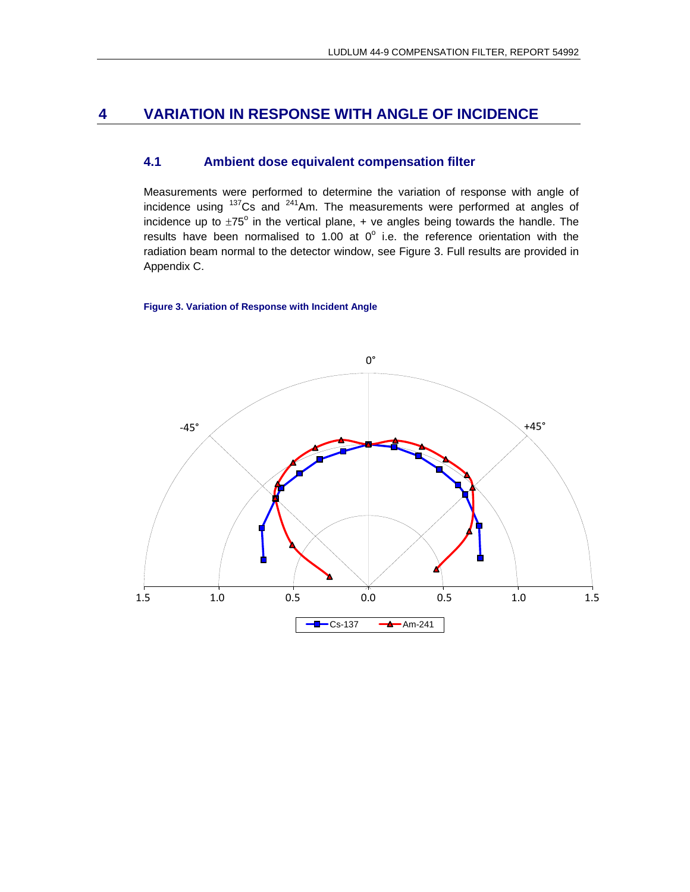# 4 VARIATION IN RESPONSE WITH ANGLE OF INCIDENCE

## 4.1 Ambient dose equivalent compensation filter

Measurements were performed to determine the variation of response with angle of incidence using $^{137}$Cs and $^{241}$Am. The measurements were performed at angles of incidence up to $\pm 75^{o}$ in the vertical plane, + ve angles being towards the handle. The results have been normalised to 1.00 at $0^{o}$ i.e. the reference orientation with the radiation beam normal to the detector window, see Figure 3. Full results are provided in Appendix C.

**Figure 3. Variation of Response with Incident Angle**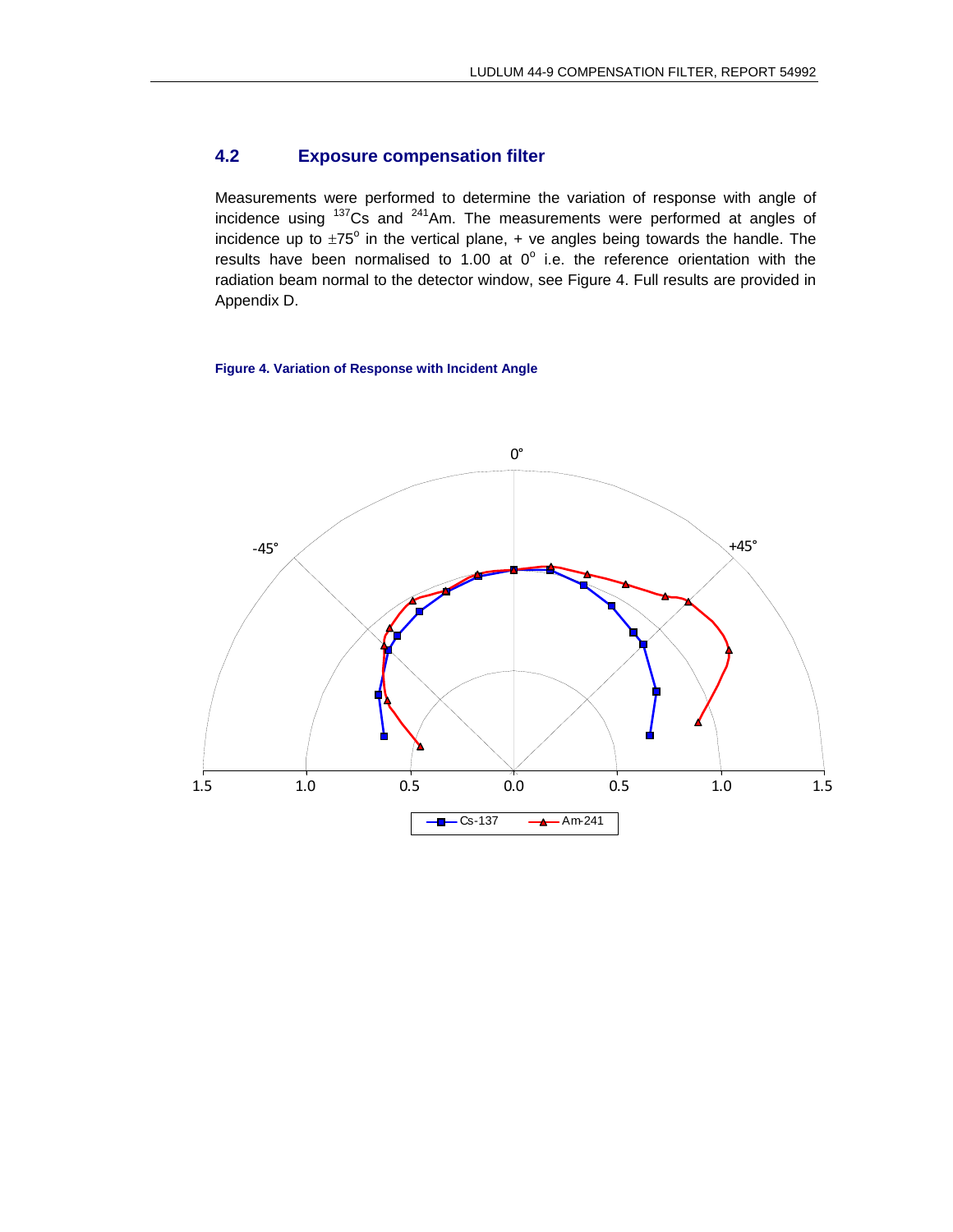## 4.2 Exposure compensation filter

Measurements were performed to determine the variation of response with angle of incidence using $^{137}Cs$ and $^{241}Am$. The measurements were performed at angles of incidence up to $\pm 75^{o}$ in the vertical plane, + ve angles being towards the handle. The results have been normalised to 1.00 at $0^{o}$ i.e. the reference orientation with the radiation beam normal to the detector window, see Figure 4. Full results are provided in Appendix D.

**Figure 4. Variation of Response with Incident Angle**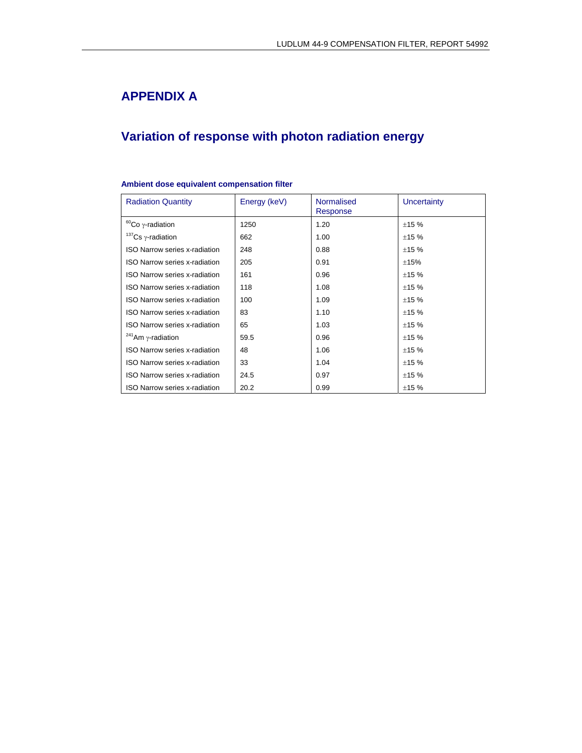# APPENDIX A

## Variation of response with photon radiation energy

### Ambient dose equivalent compensation filter

| Radiation Quantity | Energy (keV) | Normalised Response | Uncertainty |
|---|---|---|---|
| $^{60}$Co γ-radiation | 1250 | 1.20 | ±15 % |
| $^{137}$Cs γ-radiation | 662 | 1.00 | ±15 % |
| ISO Narrow series x-radiation | 248 | 0.88 | ±15 % |
| ISO Narrow series x-radiation | 205 | 0.91 | ±15% |
| ISO Narrow series x-radiation | 161 | 0.96 | ±15 % |
| ISO Narrow series x-radiation | 118 | 1.08 | ±15 % |
| ISO Narrow series x-radiation | 100 | 1.09 | ±15 % |
| ISO Narrow series x-radiation | 83 | 1.10 | ±15 % |
| ISO Narrow series x-radiation | 65 | 1.03 | ±15 % |
| $^{241}$Am γ-radiation | 59.5 | 0.96 | ±15 % |
| ISO Narrow series x-radiation | 48 | 1.06 | ±15 % |
| ISO Narrow series x-radiation | 33 | 1.04 | ±15 % |
| ISO Narrow series x-radiation | 24.5 | 0.97 | ±15 % |
| ISO Narrow series x-radiation | 20.2 | 0.99 | ±15 % |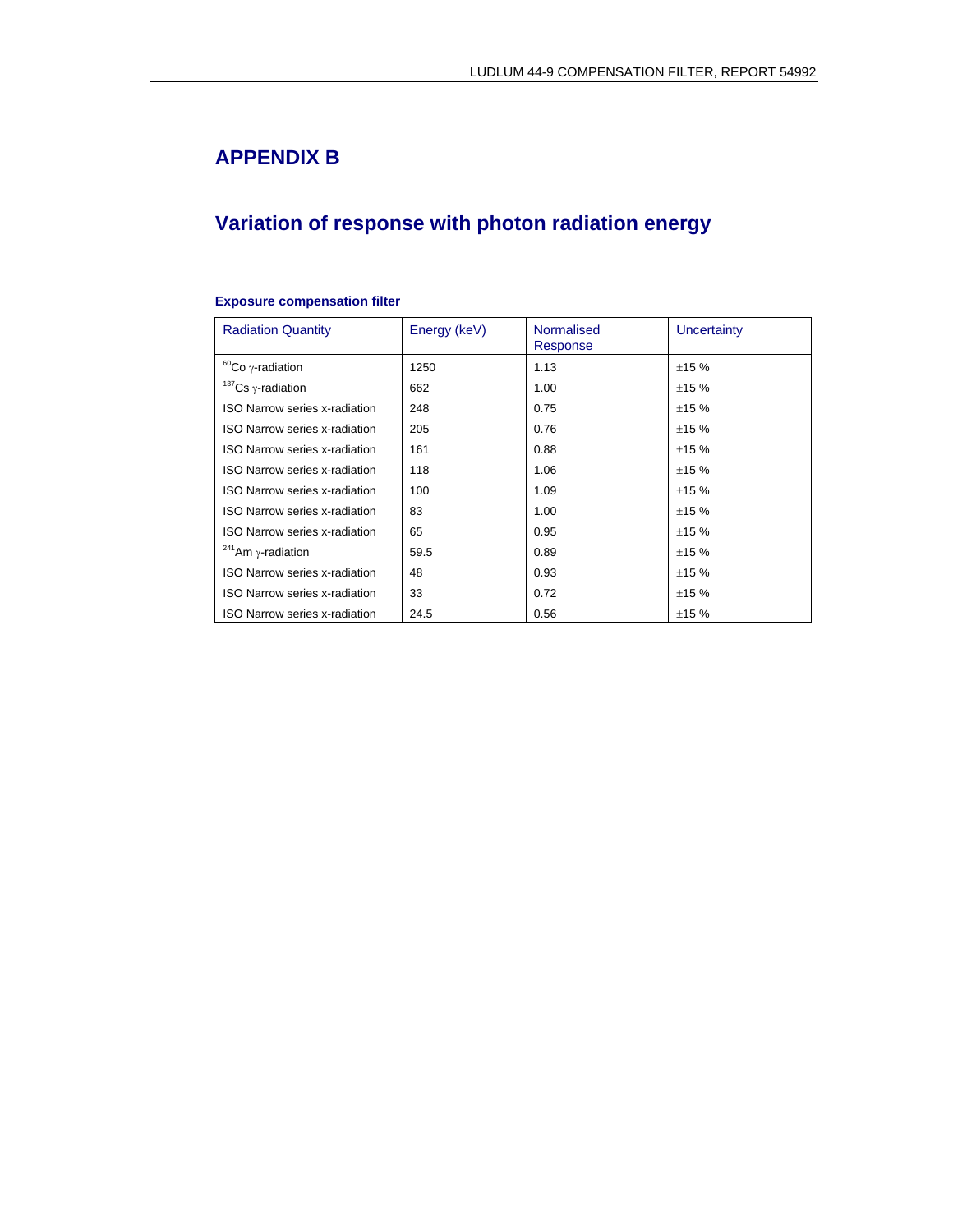# APPENDIX B

## Variation of response with photon radiation energy

### Exposure compensation filter

| Radiation Quantity | Energy (keV) | Normalised Response | Uncertainty |
|---|---|---|---|
| $^{60}$Co γ-radiation | 1250 | 1.13 | ±15 % |
| $^{137}$Cs γ-radiation | 662 | 1.00 | ±15 % |
| ISO Narrow series x-radiation | 248 | 0.75 | ±15 % |
| ISO Narrow series x-radiation | 205 | 0.76 | ±15 % |
| ISO Narrow series x-radiation | 161 | 0.88 | ±15 % |
| ISO Narrow series x-radiation | 118 | 1.06 | ±15 % |
| ISO Narrow series x-radiation | 100 | 1.09 | ±15 % |
| ISO Narrow series x-radiation | 83 | 1.00 | ±15 % |
| ISO Narrow series x-radiation | 65 | 0.95 | ±15 % |
| $^{241}$Am γ-radiation | 59.5 | 0.89 | ±15 % |
| ISO Narrow series x-radiation | 48 | 0.93 | ±15 % |
| ISO Narrow series x-radiation | 33 | 0.72 | ±15 % |
| ISO Narrow series x-radiation | 24.5 | 0.56 | ±15 % |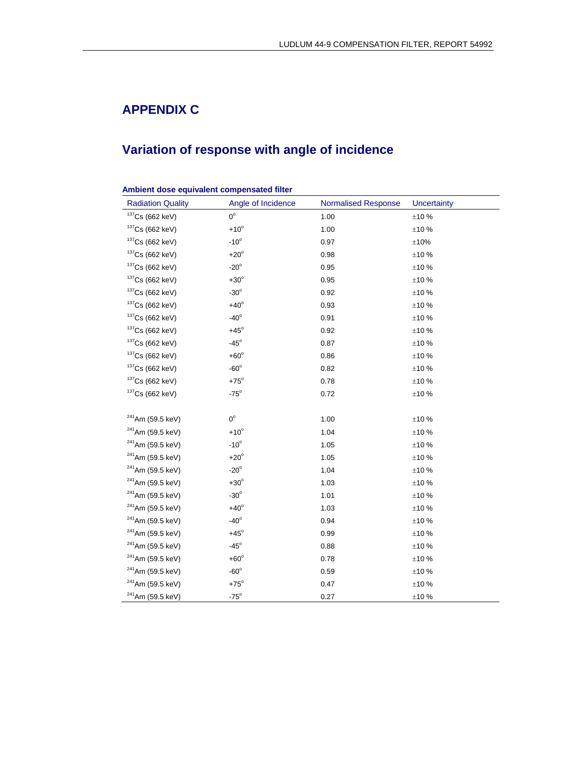# APPENDIX C

## Variation of response with angle of incidence

### Ambient dose equivalent compensated filter

| Radiation Quality | Angle of Incidence | Normalised Response | Uncertainty |
|---|---|---|---|
| $^{137}Cs$ (662 keV) | 0° | 1.00 | ±10 % |
| $^{137}Cs$ (662 keV) | +10° | 1.00 | ±10 % |
| $^{137}Cs$ (662 keV) | -10° | 0.97 | ±10% |
| $^{137}Cs$ (662 keV) | +20° | 0.98 | ±10 % |
| $^{137}Cs$ (662 keV) | -20° | 0.95 | ±10 % |
| $^{137}Cs$ (662 keV) | +30° | 0.95 | ±10 % |
| $^{137}Cs$ (662 keV) | -30° | 0.92 | ±10 % |
| $^{137}Cs$ (662 keV) | +40° | 0.93 | ±10 % |
| $^{137}Cs$ (662 keV) | -40° | 0.91 | ±10 % |
| $^{137}Cs$ (662 keV) | +45° | 0.92 | ±10 % |
| $^{137}Cs$ (662 keV) | -45° | 0.87 | ±10 % |
| $^{137}Cs$ (662 keV) | +60° | 0.86 | ±10 % |
| $^{137}Cs$ (662 keV) | -60° | 0.82 | ±10 % |
| $^{137}Cs$ (662 keV) | +75° | 0.78 | ±10 % |
| $^{137}Cs$ (662 keV) | -75° | 0.72 | ±10 % |
| | | | |
| $^{241}Am$ (59.5 keV) | 0° | 1.00 | ±10 % |
| $^{241}Am$ (59.5 keV) | +10° | 1.04 | ±10 % |
| $^{241}Am$ (59.5 keV) | -10° | 1.05 | ±10 % |
| $^{241}Am$ (59.5 keV) | +20° | 1.05 | ±10 % |
| $^{241}Am$ (59.5 keV) | -20° | 1.04 | ±10 % |
| $^{241}Am$ (59.5 keV) | +30° | 1.03 | ±10 % |
| $^{241}Am$ (59.5 keV) | -30° | 1.01 | ±10 % |
| $^{241}Am$ (59.5 keV) | +40° | 1.03 | ±10 % |
| $^{241}Am$ (59.5 keV) | -40° | 0.94 | ±10 % |
| $^{241}Am$ (59.5 keV) | +45° | 0.99 | ±10 % |
| $^{241}Am$ (59.5 keV) | -45° | 0.88 | ±10 % |
| $^{241}Am$ (59.5 keV) | +60° | 0.78 | ±10 % |
| $^{241}Am$ (59.5 keV) | -60° | 0.59 | ±10 % |
| $^{241}Am$ (59.5 keV) | +75° | 0.47 | ±10 % |
| $^{241}Am$ (59.5 keV) | -75° | 0.27 | ±10 % |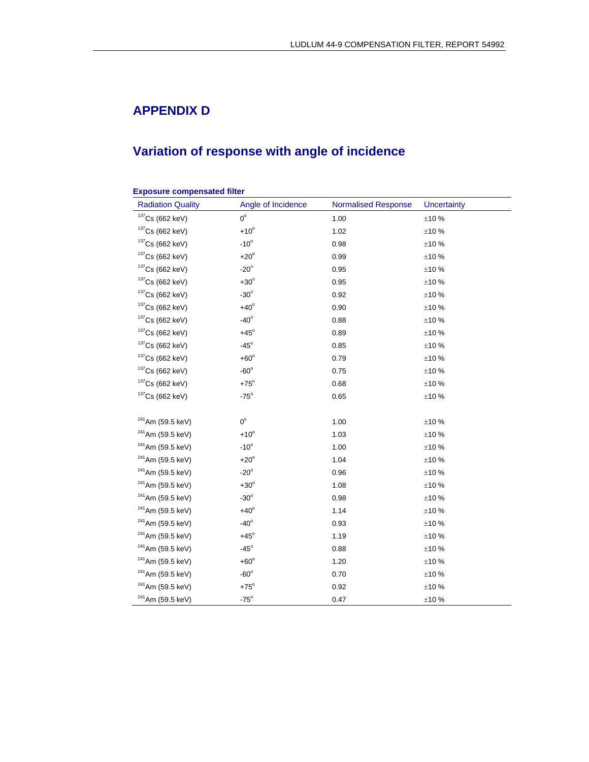# APPENDIX D

## Variation of response with angle of incidence

**Exposure compensated filter**

| Radiation Quality | Angle of Incidence | Normalised Response | Uncertainty |
|---|---|---|---|
| $^{137}$Cs (662 keV) | 0° | 1.00 | ±10 % |
| $^{137}$Cs (662 keV) | +10° | 1.02 | ±10 % |
| $^{137}$Cs (662 keV) | -10° | 0.98 | ±10 % |
| $^{137}$Cs (662 keV) | +20° | 0.99 | ±10 % |
| $^{137}$Cs (662 keV) | -20° | 0.95 | ±10 % |
| $^{137}$Cs (662 keV) | +30° | 0.95 | ±10 % |
| $^{137}$Cs (662 keV) | -30° | 0.92 | ±10 % |
| $^{137}$Cs (662 keV) | +40° | 0.90 | ±10 % |
| $^{137}$Cs (662 keV) | -40° | 0.88 | ±10 % |
| $^{137}$Cs (662 keV) | +45° | 0.89 | ±10 % |
| $^{137}$Cs (662 keV) | -45° | 0.85 | ±10 % |
| $^{137}$Cs (662 keV) | +60° | 0.79 | ±10 % |
| $^{137}$Cs (662 keV) | -60° | 0.75 | ±10 % |
| $^{137}$Cs (662 keV) | +75° | 0.68 | ±10 % |
| $^{137}$Cs (662 keV) | -75° | 0.65 | ±10 % |
| | | | |
| $^{241}$Am (59.5 keV) | 0° | 1.00 | ±10 % |
| $^{241}$Am (59.5 keV) | +10° | 1.03 | ±10 % |
| $^{241}$Am (59.5 keV) | -10° | 1.00 | ±10 % |
| $^{241}$Am (59.5 keV) | +20° | 1.04 | ±10 % |
| $^{241}$Am (59.5 keV) | -20° | 0.96 | ±10 % |
| $^{241}$Am (59.5 keV) | +30° | 1.08 | ±10 % |
| $^{241}$Am (59.5 keV) | -30° | 0.98 | ±10 % |
| $^{241}$Am (59.5 keV) | +40° | 1.14 | ±10 % |
| $^{241}$Am (59.5 keV) | -40° | 0.93 | ±10 % |
| $^{241}$Am (59.5 keV) | +45° | 1.19 | ±10 % |
| $^{241}$Am (59.5 keV) | -45° | 0.88 | ±10 % |
| $^{241}$Am (59.5 keV) | +60° | 1.20 | ±10 % |
| $^{241}$Am (59.5 keV) | -60° | 0.70 | ±10 % |
| $^{241}$Am (59.5 keV) | +75° | 0.92 | ±10 % |
| $^{241}$Am (59.5 keV) | -75° | 0.47 | ±10 % |